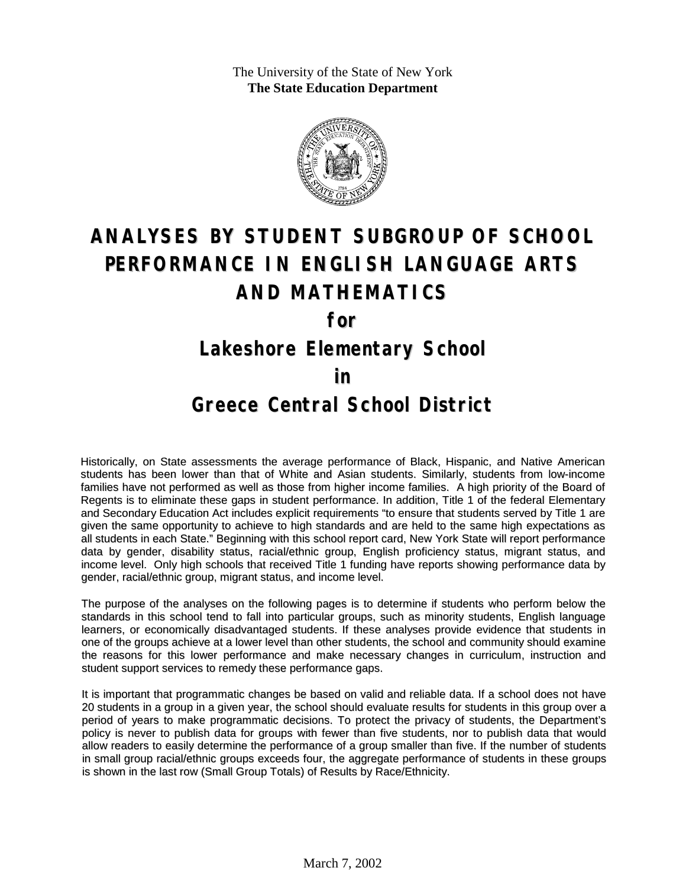The University of the State of New York
**The State Education Department**

# ANALYSES BY STUDENT SUBGROUP OF SCHOOL PERFORMANCE IN ENGLISH LANGUAGE ARTS AND MATHEMATICS

## for

## Lakeshore Elementary School

## in

## Greece Central School District

Historically, on State assessments the average performance of Black, Hispanic, and Native American students has been lower than that of White and Asian students. Similarly, students from low-income families have not performed as well as those from higher income families. A high priority of the Board of Regents is to eliminate these gaps in student performance. In addition, Title 1 of the federal Elementary and Secondary Education Act includes explicit requirements "to ensure that students served by Title 1 are given the same opportunity to achieve to high standards and are held to the same high expectations as all students in each State." Beginning with this school report card, New York State will report performance data by gender, disability status, racial/ethnic group, English proficiency status, migrant status, and income level. Only high schools that received Title 1 funding have reports showing performance data by gender, racial/ethnic group, migrant status, and income level.

The purpose of the analyses on the following pages is to determine if students who perform below the standards in this school tend to fall into particular groups, such as minority students, English language learners, or economically disadvantaged students. If these analyses provide evidence that students in one of the groups achieve at a lower level than other students, the school and community should examine the reasons for this lower performance and make necessary changes in curriculum, instruction and student support services to remedy these performance gaps.

It is important that programmatic changes be based on valid and reliable data. If a school does not have 20 students in a group in a given year, the school should evaluate results for students in this group over a period of years to make programmatic decisions. To protect the privacy of students, the Department's policy is never to publish data for groups with fewer than five students, nor to publish data that would allow readers to easily determine the performance of a group smaller than five. If the number of students in small group racial/ethnic groups exceeds four, the aggregate performance of students in these groups is shown in the last row (Small Group Totals) of Results by Race/Ethnicity.

March 7, 2002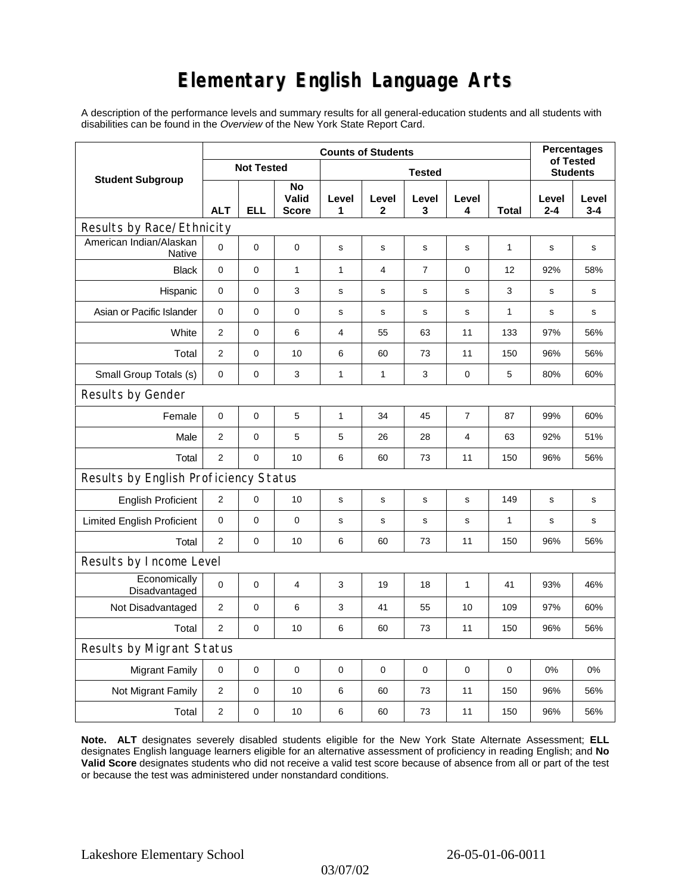# Elementary English Language Arts

A description of the performance levels and summary results for all general-education students and all students with disabilities can be found in the *Overview* of the New York State Report Card.

| Student Subgroup | Counts of Students | | | | | | | | Percentages of Tested Students | |
|---|---|---|---|---|---|---|---|---|---|---|
| | Not Tested | | | Tested | | | | | | |
| | ALT | ELL | No Valid Score | Level 1 | Level 2 | Level 3 | Level 4 | Total | Level 2-4 | Level 3-4 |
| **Results by Race/Ethnicity** | | | | | | | | | | |
| American Indian/Alaskan Native | 0 | 0 | 0 | s | s | s | s | 1 | s | s |
| Black | 0 | 0 | 1 | 1 | 4 | 7 | 0 | 12 | 92% | 58% |
| Hispanic | 0 | 0 | 3 | s | s | s | s | 3 | s | s |
| Asian or Pacific Islander | 0 | 0 | 0 | s | s | s | s | 1 | s | s |
| White | 2 | 0 | 6 | 4 | 55 | 63 | 11 | 133 | 97% | 56% |
| Total | 2 | 0 | 10 | 6 | 60 | 73 | 11 | 150 | 96% | 56% |
| Small Group Totals (s) | 0 | 0 | 3 | 1 | 1 | 3 | 0 | 5 | 80% | 60% |
| **Results by Gender** | | | | | | | | | | |
| Female | 0 | 0 | 5 | 1 | 34 | 45 | 7 | 87 | 99% | 60% |
| Male | 2 | 0 | 5 | 5 | 26 | 28 | 4 | 63 | 92% | 51% |
| Total | 2 | 0 | 10 | 6 | 60 | 73 | 11 | 150 | 96% | 56% |
| **Results by English Proficiency Status** | | | | | | | | | | |
| English Proficient | 2 | 0 | 10 | s | s | s | s | 149 | s | s |
| Limited English Proficient | 0 | 0 | 0 | s | s | s | s | 1 | s | s |
| Total | 2 | 0 | 10 | 6 | 60 | 73 | 11 | 150 | 96% | 56% |
| **Results by Income Level** | | | | | | | | | | |
| Economically Disadvantaged | 0 | 0 | 4 | 3 | 19 | 18 | 1 | 41 | 93% | 46% |
| Not Disadvantaged | 2 | 0 | 6 | 3 | 41 | 55 | 10 | 109 | 97% | 60% |
| Total | 2 | 0 | 10 | 6 | 60 | 73 | 11 | 150 | 96% | 56% |
| **Results by Migrant Status** | | | | | | | | | | |
| Migrant Family | 0 | 0 | 0 | 0 | 0 | 0 | 0 | 0 | 0% | 0% |
| Not Migrant Family | 2 | 0 | 10 | 6 | 60 | 73 | 11 | 150 | 96% | 56% |
| Total | 2 | 0 | 10 | 6 | 60 | 73 | 11 | 150 | 96% | 56% |

**Note. ALT** designates severely disabled students eligible for the New York State Alternate Assessment; **ELL** designates English language learners eligible for an alternative assessment of proficiency in reading English; and **No Valid Score** designates students who did not receive a valid test score because of absence from all or part of the test or because the test was administered under nonstandard conditions.

Lakeshore Elementary School 26-05-01-06-0011

03/07/02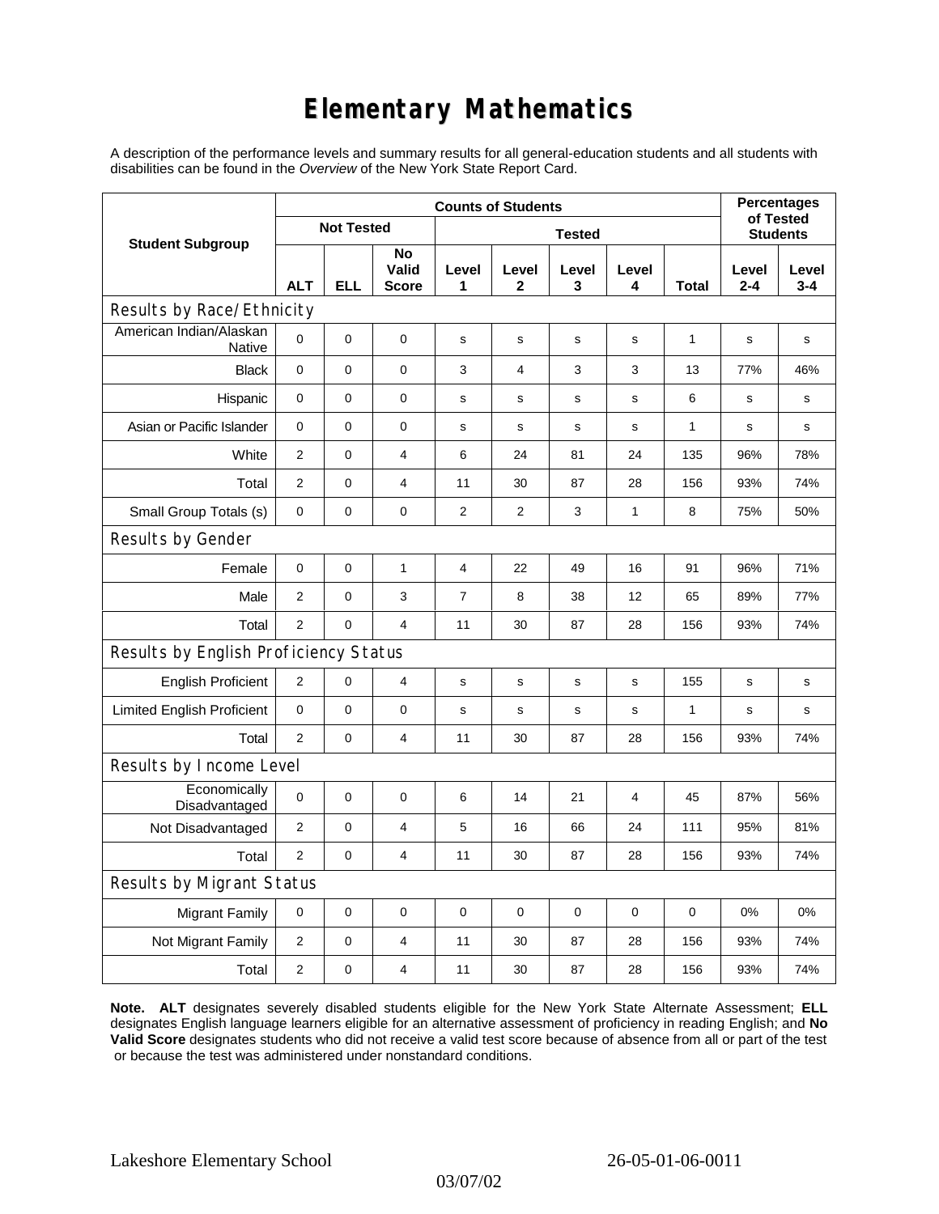# Elementary Mathematics

A description of the performance levels and summary results for all general-education students and all students with disabilities can be found in the *Overview* of the New York State Report Card.

| Student Subgroup | Counts of Students | | | | | | | | Percentages of Tested Students | |
|---|---|---|---|---|---|---|---|---|---|---|
| | Not Tested | | | Tested | | | | | | |
| | ALT | ELL | No Valid Score | Level 1 | Level 2 | Level 3 | Level 4 | Total | Level 2-4 | Level 3-4 |
| **Results by Race/Ethnicity** | | | | | | | | | | |
| American Indian/Alaskan Native | 0 | 0 | 0 | s | s | s | s | 1 | s | s |
| Black | 0 | 0 | 0 | 3 | 4 | 3 | 3 | 13 | 77% | 46% |
| Hispanic | 0 | 0 | 0 | s | s | s | s | 6 | s | s |
| Asian or Pacific Islander | 0 | 0 | 0 | s | s | s | s | 1 | s | s |
| White | 2 | 0 | 4 | 6 | 24 | 81 | 24 | 135 | 96% | 78% |
| Total | 2 | 0 | 4 | 11 | 30 | 87 | 28 | 156 | 93% | 74% |
| Small Group Totals (s) | 0 | 0 | 0 | 2 | 2 | 3 | 1 | 8 | 75% | 50% |
| **Results by Gender** | | | | | | | | | | |
| Female | 0 | 0 | 1 | 4 | 22 | 49 | 16 | 91 | 96% | 71% |
| Male | 2 | 0 | 3 | 7 | 8 | 38 | 12 | 65 | 89% | 77% |
| Total | 2 | 0 | 4 | 11 | 30 | 87 | 28 | 156 | 93% | 74% |
| **Results by English Proficiency Status** | | | | | | | | | | |
| English Proficient | 2 | 0 | 4 | s | s | s | s | 155 | s | s |
| Limited English Proficient | 0 | 0 | 0 | s | s | s | s | 1 | s | s |
| Total | 2 | 0 | 4 | 11 | 30 | 87 | 28 | 156 | 93% | 74% |
| **Results by Income Level** | | | | | | | | | | |
| Economically Disadvantaged | 0 | 0 | 0 | 6 | 14 | 21 | 4 | 45 | 87% | 56% |
| Not Disadvantaged | 2 | 0 | 4 | 5 | 16 | 66 | 24 | 111 | 95% | 81% |
| Total | 2 | 0 | 4 | 11 | 30 | 87 | 28 | 156 | 93% | 74% |
| **Results by Migrant Status** | | | | | | | | | | |
| Migrant Family | 0 | 0 | 0 | 0 | 0 | 0 | 0 | 0 | 0% | 0% |
| Not Migrant Family | 2 | 0 | 4 | 11 | 30 | 87 | 28 | 156 | 93% | 74% |
| Total | 2 | 0 | 4 | 11 | 30 | 87 | 28 | 156 | 93% | 74% |

**Note. ALT** designates severely disabled students eligible for the New York State Alternate Assessment; **ELL** designates English language learners eligible for an alternative assessment of proficiency in reading English; and **No Valid Score** designates students who did not receive a valid test score because of absence from all or part of the test or because the test was administered under nonstandard conditions.

Lakeshore Elementary School 26-05-01-06-0011

03/07/02